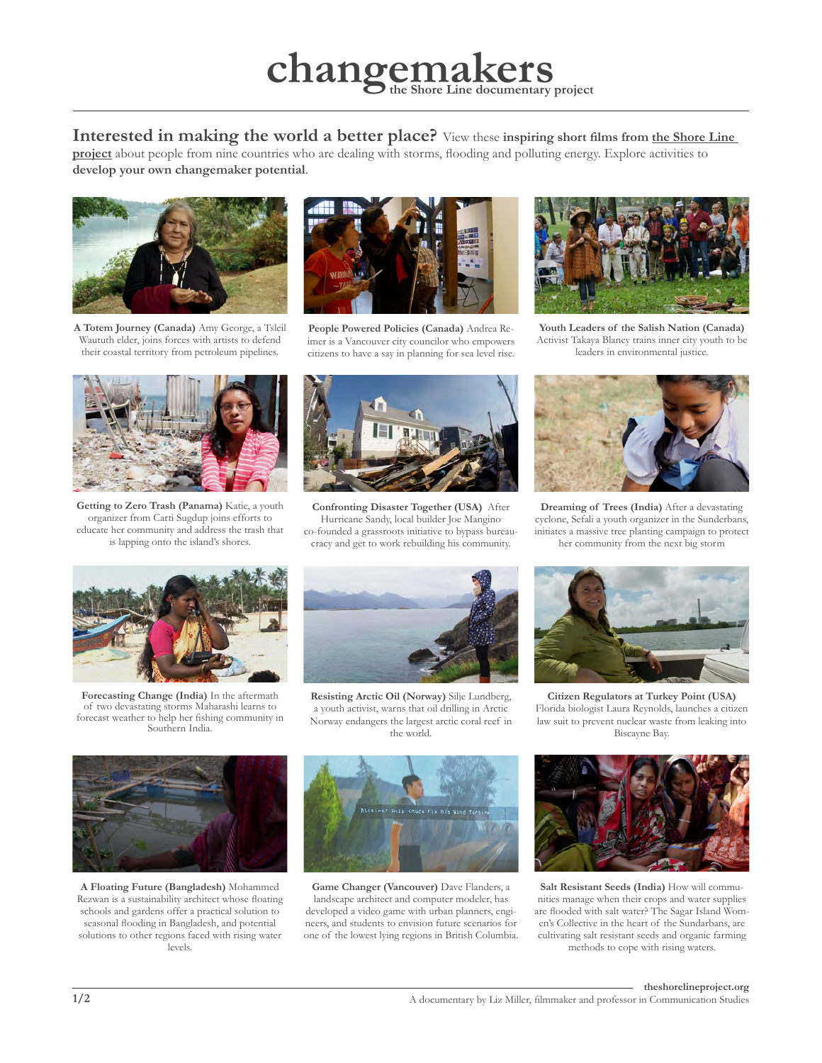# changemakers

**the Shore Line documentary project**

**Interested in making the world a better place?** View these **inspiring short films from the Shore Line project** about people from nine countries who are dealing with storms, flooding and polluting energy. Explore activities to **develop your own changemaker potential**.

**A Totem Journey (Canada)** Amy George, a Tsleil Waututh elder, joins forces with artists to defend their coastal territory from petroleum pipelines.

**People Powered Policies (Canada)** Andrea Reimer is a Vancouver city councilor who empowers citizens to have a say in planning for sea level rise.

**Youth Leaders of the Salish Nation (Canada)** Activist Takaya Blaney trains inner city youth to be leaders in environmental justice.

**Getting to Zero Trash (Panama)** Katie, a youth organizer from Carti Sugdup joins efforts to educate her community and address the trash that is lapping onto the island's shores.

**Confronting Disaster Together (USA)** After Hurricane Sandy, local builder Joe Mangino co-founded a grassroots initiative to bypass bureaucracy and get to work rebuilding his community.

**Dreaming of Trees (India)** After a devastating cyclone, Sefali a youth organizer in the Sunderbans, initiates a massive tree planting campaign to protect her community from the next big storm

**Forecasting Change (India)** In the aftermath of two devastating storms Maharashi learns to forecast weather to help her fishing community in Southern India.

**Resisting Arctic Oil (Norway)** Silje Lundberg, a youth activist, warns that oil drilling in Arctic Norway endangers the largest arctic coral reef in the world.

**Citizen Regulators at Turkey Point (USA)** Florida biologist Laura Reynolds, launches a citizen law suit to prevent nuclear waste from leaking into Biscayne Bay.

**A Floating Future (Bangladesh)** Mohammed Rezwan is a sustainability architect whose floating schools and gardens offer a practical solution to seasonal flooding in Bangladesh, and potential solutions to other regions faced with rising water levels.

**Game Changer (Vancouver)** Dave Flanders, a landscape architect and computer modeler, has developed a video game with urban planners, engineers, and students to envision future scenarios for one of the lowest lying regions in British Columbia.

**Salt Resistant Seeds (India)** How will communities manage when their crops and water supplies are flooded with salt water? The Sagar Island Women's Collective in the heart of the Sundarbans, are cultivating salt resistant seeds and organic farming methods to cope with rising waters.

**theshorelineproject.org**

A documentary by Liz Miller, filmmaker and professor in Communication Studies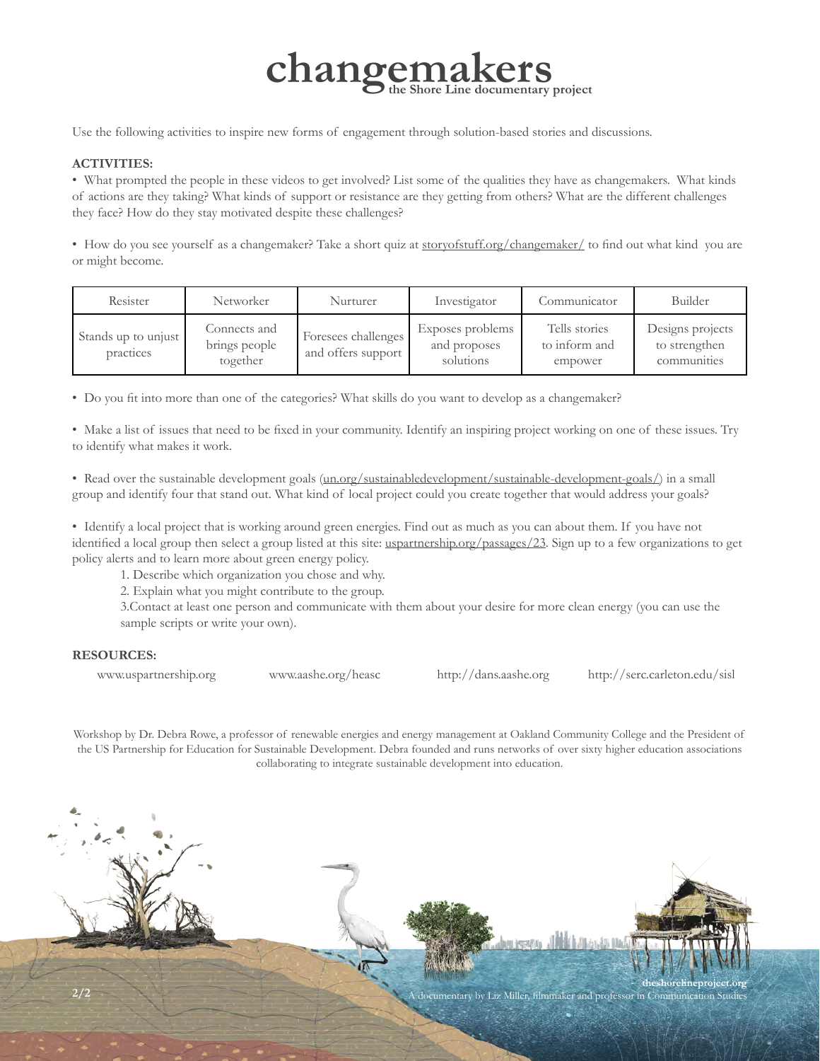# changemakers

**the Shore Line documentary project**

Use the following activities to inspire new forms of engagement through solution-based stories and discussions.

**ACTIVITIES:**

• What prompted the people in these videos to get involved? List some of the qualities they have as changemakers. What kinds of actions are they taking? What kinds of support or resistance are they getting from others? What are the different challenges they face? How do they stay motivated despite these challenges?

• How do you see yourself as a changemaker? Take a short quiz at storyofstuff.org/changemaker/ to find out what kind you are or might become.

| Resister | Networker | Nurturer | Investigator | Communicator | Builder |
|---|---|---|---|---|---|
| Stands up to unjust practices | Connects and brings people together | Foresees challenges and offers support | Exposes problems and proposes solutions | Tells stories to inform and empower | Designs projects to strengthen communities |

• Do you fit into more than one of the categories? What skills do you want to develop as a changemaker?

• Make a list of issues that need to be fixed in your community. Identify an inspiring project working on one of these issues. Try to identify what makes it work.

• Read over the sustainable development goals (un.org/sustainabledevelopment/sustainable-development-goals/) in a small group and identify four that stand out. What kind of local project could you create together that would address your goals?

• Identify a local project that is working around green energies. Find out as much as you can about them. If you have not identified a local group then select a group listed at this site: uspartnership.org/passages/23. Sign up to a few organizations to get policy alerts and to learn more about green energy policy.

1. Describe which organization you chose and why.
2. Explain what you might contribute to the group.
3. Contact at least one person and communicate with them about your desire for more clean energy (you can use the sample scripts or write your own).

**RESOURCES:**

www.uspartnership.org　　www.aashe.org/heasc　　http://dans.aashe.org　　http://serc.carleton.edu/sisl

Workshop by Dr. Debra Rowe, a professor of renewable energies and energy management at Oakland Community College and the President of the US Partnership for Education for Sustainable Development. Debra founded and runs networks of over sixty higher education associations collaborating to integrate sustainable development into education.

**theshorelineproject.org**

A documentary by Liz Miller, filmmaker and professor in Communication Studies